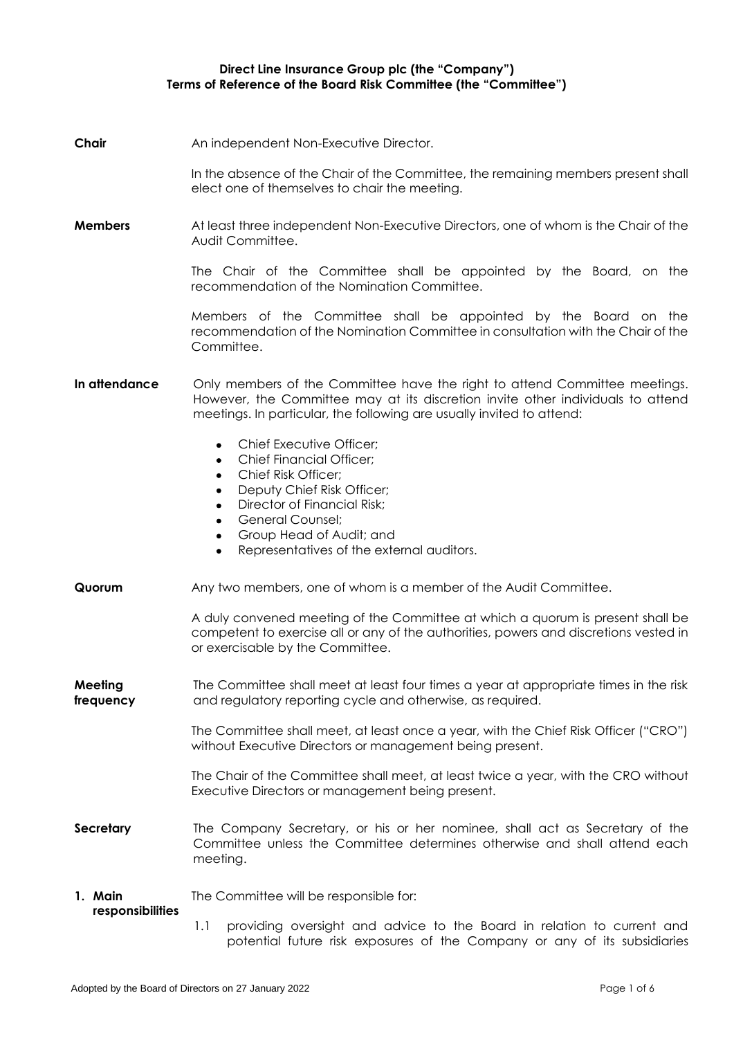**Direct Line Insurance Group plc (the "Company")**
**Terms of Reference of the Board Risk Committee (the "Committee")**

**Chair**

An independent Non-Executive Director.

In the absence of the Chair of the Committee, the remaining members present shall elect one of themselves to chair the meeting.

**Members**

At least three independent Non-Executive Directors, one of whom is the Chair of the Audit Committee.

The Chair of the Committee shall be appointed by the Board, on the recommendation of the Nomination Committee.

Members of the Committee shall be appointed by the Board on the recommendation of the Nomination Committee in consultation with the Chair of the Committee.

**In attendance**

Only members of the Committee have the right to attend Committee meetings. However, the Committee may at its discretion invite other individuals to attend meetings. In particular, the following are usually invited to attend:

- Chief Executive Officer;
- Chief Financial Officer;
- Chief Risk Officer;
- Deputy Chief Risk Officer;
- Director of Financial Risk;
- General Counsel;
- Group Head of Audit; and
- Representatives of the external auditors.

**Quorum**

Any two members, one of whom is a member of the Audit Committee.

A duly convened meeting of the Committee at which a quorum is present shall be competent to exercise all or any of the authorities, powers and discretions vested in or exercisable by the Committee.

**Meeting frequency**

The Committee shall meet at least four times a year at appropriate times in the risk and regulatory reporting cycle and otherwise, as required.

The Committee shall meet, at least once a year, with the Chief Risk Officer ("CRO") without Executive Directors or management being present.

The Chair of the Committee shall meet, at least twice a year, with the CRO without Executive Directors or management being present.

**Secretary**

The Company Secretary, or his or her nominee, shall act as Secretary of the Committee unless the Committee determines otherwise and shall attend each meeting.

**1. Main responsibilities**

The Committee will be responsible for:

1.1 providing oversight and advice to the Board in relation to current and potential future risk exposures of the Company or any of its subsidiaries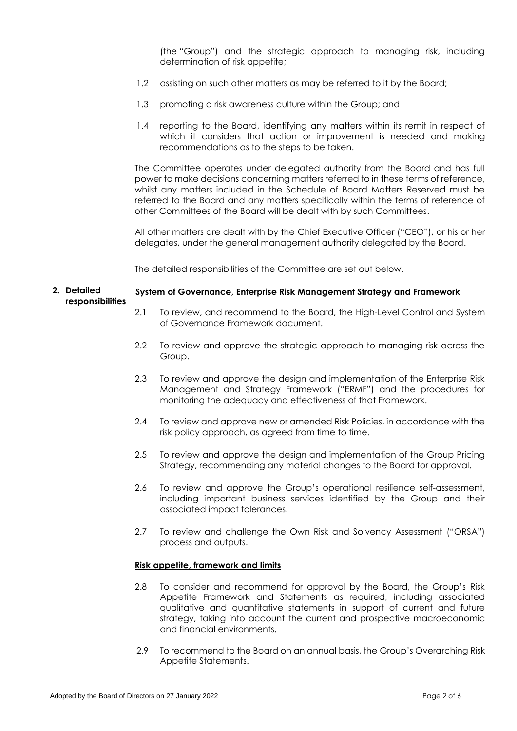(the "Group") and the strategic approach to managing risk, including determination of risk appetite;

1.2 assisting on such other matters as may be referred to it by the Board;

1.3 promoting a risk awareness culture within the Group; and

1.4 reporting to the Board, identifying any matters within its remit in respect of which it considers that action or improvement is needed and making recommendations as to the steps to be taken.

The Committee operates under delegated authority from the Board and has full power to make decisions concerning matters referred to in these terms of reference, whilst any matters included in the Schedule of Board Matters Reserved must be referred to the Board and any matters specifically within the terms of reference of other Committees of the Board will be dealt with by such Committees.

All other matters are dealt with by the Chief Executive Officer ("CEO"), or his or her delegates, under the general management authority delegated by the Board.

The detailed responsibilities of the Committee are set out below.

## 2. Detailed responsibilities

**System of Governance, Enterprise Risk Management Strategy and Framework**

2.1 To review, and recommend to the Board, the High-Level Control and System of Governance Framework document.

2.2 To review and approve the strategic approach to managing risk across the Group.

2.3 To review and approve the design and implementation of the Enterprise Risk Management and Strategy Framework ("ERMF") and the procedures for monitoring the adequacy and effectiveness of that Framework.

2.4 To review and approve new or amended Risk Policies, in accordance with the risk policy approach, as agreed from time to time.

2.5 To review and approve the design and implementation of the Group Pricing Strategy, recommending any material changes to the Board for approval.

2.6 To review and approve the Group's operational resilience self-assessment, including important business services identified by the Group and their associated impact tolerances.

2.7 To review and challenge the Own Risk and Solvency Assessment ("ORSA") process and outputs.

**Risk appetite, framework and limits**

2.8 To consider and recommend for approval by the Board, the Group's Risk Appetite Framework and Statements as required, including associated qualitative and quantitative statements in support of current and future strategy, taking into account the current and prospective macroeconomic and financial environments.

2.9 To recommend to the Board on an annual basis, the Group's Overarching Risk Appetite Statements.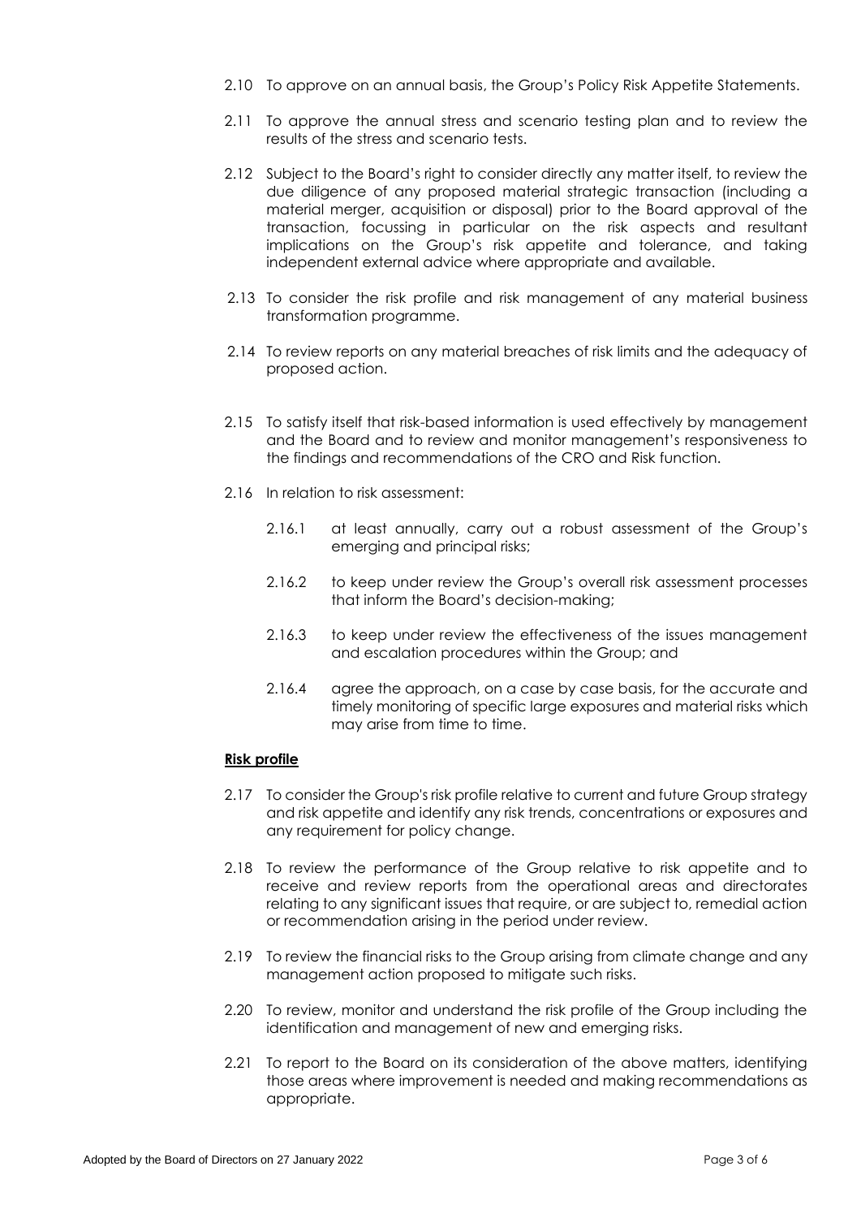2.10 To approve on an annual basis, the Group's Policy Risk Appetite Statements.

2.11 To approve the annual stress and scenario testing plan and to review the results of the stress and scenario tests.

2.12 Subject to the Board's right to consider directly any matter itself, to review the due diligence of any proposed material strategic transaction (including a material merger, acquisition or disposal) prior to the Board approval of the transaction, focussing in particular on the risk aspects and resultant implications on the Group's risk appetite and tolerance, and taking independent external advice where appropriate and available.

2.13 To consider the risk profile and risk management of any material business transformation programme.

2.14 To review reports on any material breaches of risk limits and the adequacy of proposed action.

2.15 To satisfy itself that risk-based information is used effectively by management and the Board and to review and monitor management's responsiveness to the findings and recommendations of the CRO and Risk function.

2.16 In relation to risk assessment:

2.16.1 at least annually, carry out a robust assessment of the Group's emerging and principal risks;

2.16.2 to keep under review the Group's overall risk assessment processes that inform the Board's decision-making;

2.16.3 to keep under review the effectiveness of the issues management and escalation procedures within the Group; and

2.16.4 agree the approach, on a case by case basis, for the accurate and timely monitoring of specific large exposures and material risks which may arise from time to time.

**Risk profile**

2.17 To consider the Group's risk profile relative to current and future Group strategy and risk appetite and identify any risk trends, concentrations or exposures and any requirement for policy change.

2.18 To review the performance of the Group relative to risk appetite and to receive and review reports from the operational areas and directorates relating to any significant issues that require, or are subject to, remedial action or recommendation arising in the period under review.

2.19 To review the financial risks to the Group arising from climate change and any management action proposed to mitigate such risks.

2.20 To review, monitor and understand the risk profile of the Group including the identification and management of new and emerging risks.

2.21 To report to the Board on its consideration of the above matters, identifying those areas where improvement is needed and making recommendations as appropriate.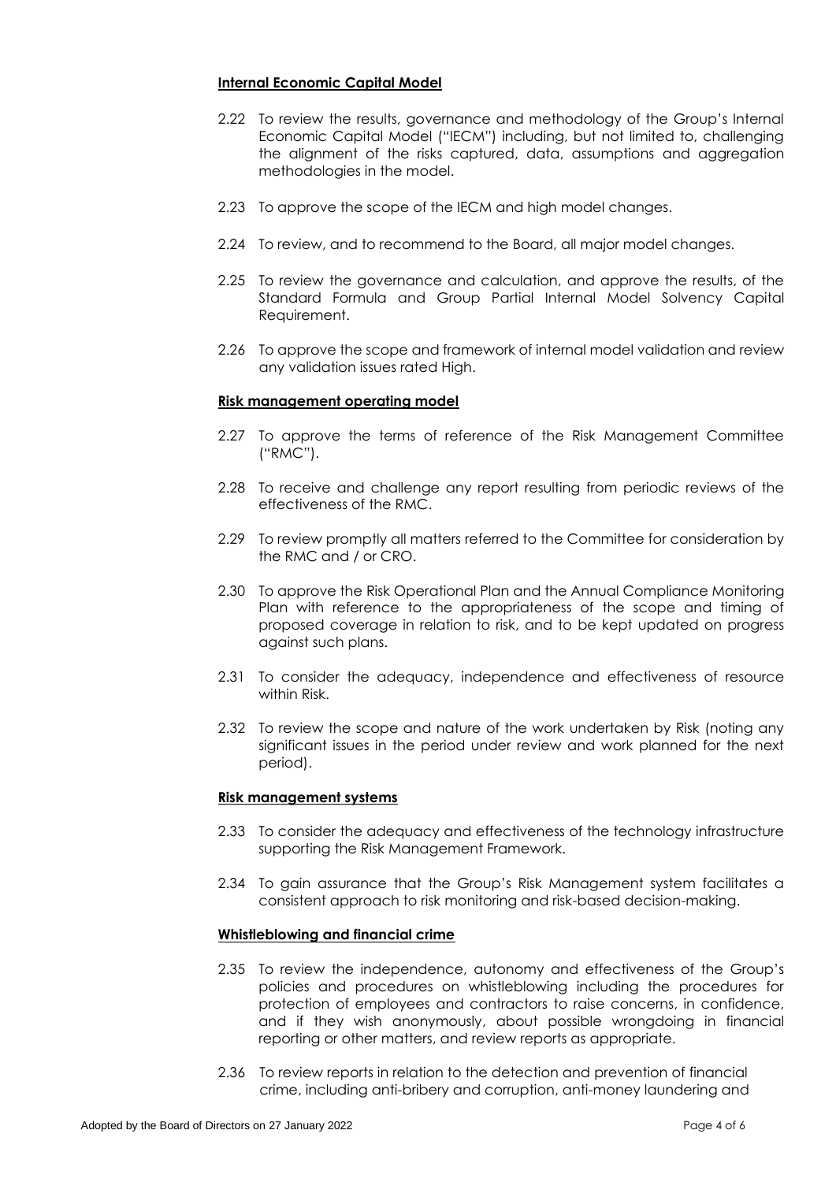#### **Internal Economic Capital Model**

2.22 To review the results, governance and methodology of the Group's Internal Economic Capital Model ("IECM") including, but not limited to, challenging the alignment of the risks captured, data, assumptions and aggregation methodologies in the model.

2.23 To approve the scope of the IECM and high model changes.

2.24 To review, and to recommend to the Board, all major model changes.

2.25 To review the governance and calculation, and approve the results, of the Standard Formula and Group Partial Internal Model Solvency Capital Requirement.

2.26 To approve the scope and framework of internal model validation and review any validation issues rated High.

#### **Risk management operating model**

2.27 To approve the terms of reference of the Risk Management Committee ("RMC").

2.28 To receive and challenge any report resulting from periodic reviews of the effectiveness of the RMC.

2.29 To review promptly all matters referred to the Committee for consideration by the RMC and / or CRO.

2.30 To approve the Risk Operational Plan and the Annual Compliance Monitoring Plan with reference to the appropriateness of the scope and timing of proposed coverage in relation to risk, and to be kept updated on progress against such plans.

2.31 To consider the adequacy, independence and effectiveness of resource within Risk.

2.32 To review the scope and nature of the work undertaken by Risk (noting any significant issues in the period under review and work planned for the next period).

#### **Risk management systems**

2.33 To consider the adequacy and effectiveness of the technology infrastructure supporting the Risk Management Framework.

2.34 To gain assurance that the Group's Risk Management system facilitates a consistent approach to risk monitoring and risk-based decision-making.

#### **Whistleblowing and financial crime**

2.35 To review the independence, autonomy and effectiveness of the Group's policies and procedures on whistleblowing including the procedures for protection of employees and contractors to raise concerns, in confidence, and if they wish anonymously, about possible wrongdoing in financial reporting or other matters, and review reports as appropriate.

2.36 To review reports in relation to the detection and prevention of financial crime, including anti-bribery and corruption, anti-money laundering and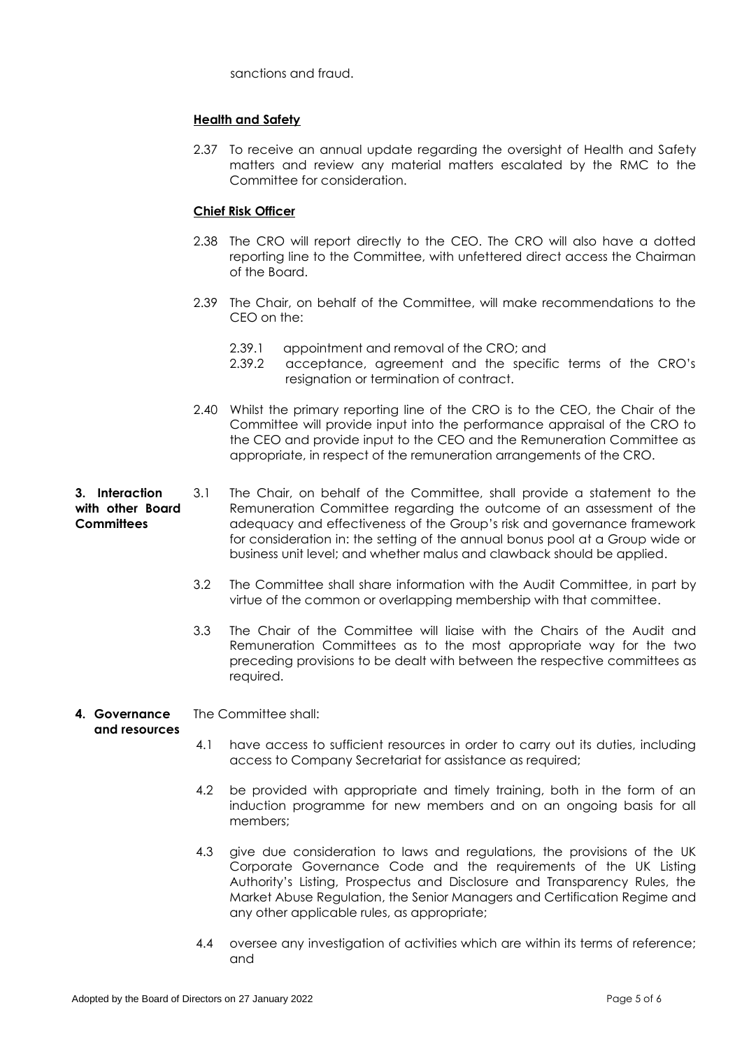sanctions and fraud.

**Health and Safety**

2.37 To receive an annual update regarding the oversight of Health and Safety matters and review any material matters escalated by the RMC to the Committee for consideration.

**Chief Risk Officer**

2.38 The CRO will report directly to the CEO. The CRO will also have a dotted reporting line to the Committee, with unfettered direct access the Chairman of the Board.

2.39 The Chair, on behalf of the Committee, will make recommendations to the CEO on the:

2.39.1 appointment and removal of the CRO; and

2.39.2 acceptance, agreement and the specific terms of the CRO's resignation or termination of contract.

2.40 Whilst the primary reporting line of the CRO is to the CEO, the Chair of the Committee will provide input into the performance appraisal of the CRO to the CEO and provide input to the CEO and the Remuneration Committee as appropriate, in respect of the remuneration arrangements of the CRO.

**3. Interaction with other Board Committees**

3.1 The Chair, on behalf of the Committee, shall provide a statement to the Remuneration Committee regarding the outcome of an assessment of the adequacy and effectiveness of the Group's risk and governance framework for consideration in: the setting of the annual bonus pool at a Group wide or business unit level; and whether malus and clawback should be applied.

3.2 The Committee shall share information with the Audit Committee, in part by virtue of the common or overlapping membership with that committee.

3.3 The Chair of the Committee will liaise with the Chairs of the Audit and Remuneration Committees as to the most appropriate way for the two preceding provisions to be dealt with between the respective committees as required.

**4. Governance and resources**

The Committee shall:

4.1 have access to sufficient resources in order to carry out its duties, including access to Company Secretariat for assistance as required;

4.2 be provided with appropriate and timely training, both in the form of an induction programme for new members and on an ongoing basis for all members;

4.3 give due consideration to laws and regulations, the provisions of the UK Corporate Governance Code and the requirements of the UK Listing Authority's Listing, Prospectus and Disclosure and Transparency Rules, the Market Abuse Regulation, the Senior Managers and Certification Regime and any other applicable rules, as appropriate;

4.4 oversee any investigation of activities which are within its terms of reference; and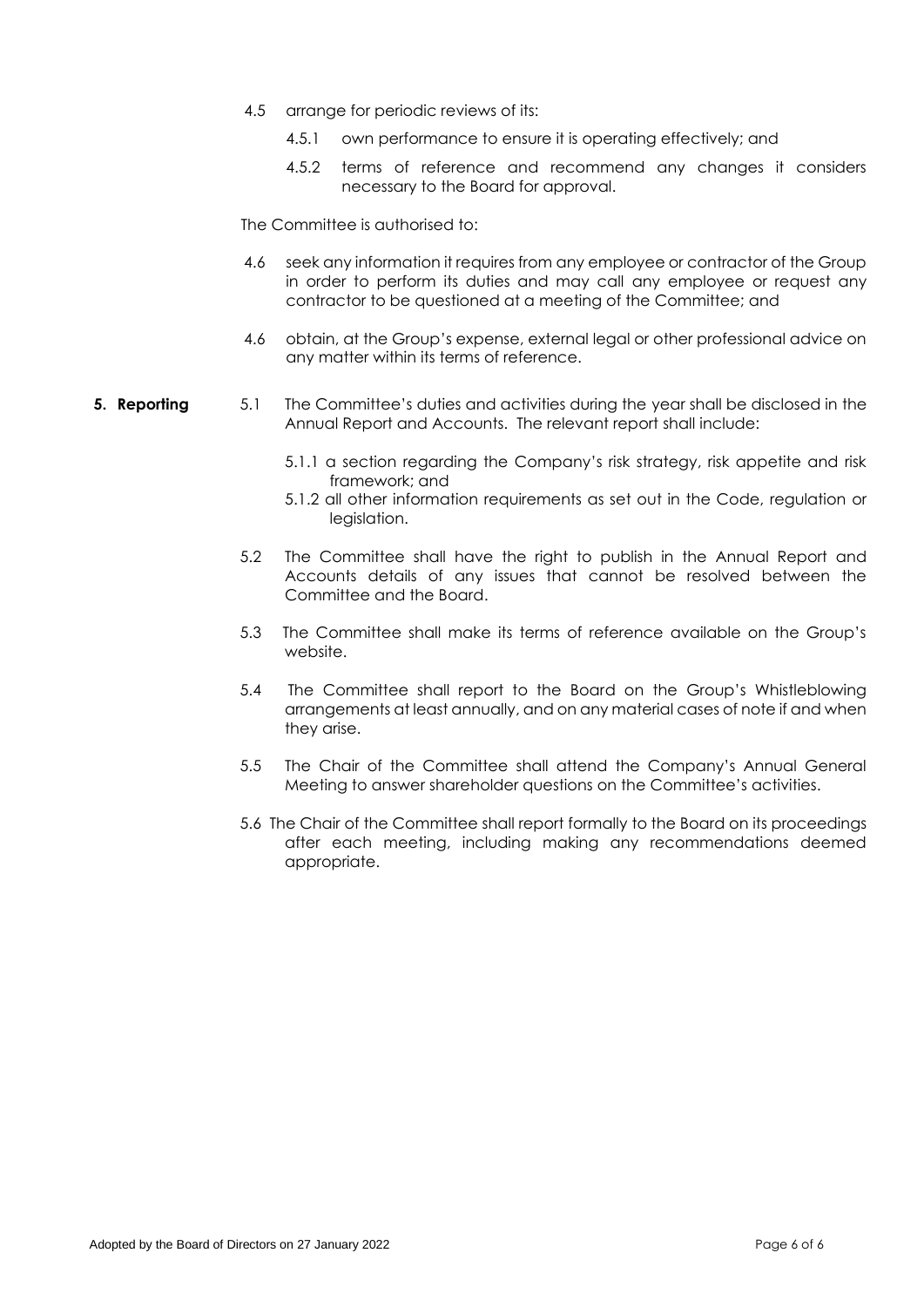4.5 arrange for periodic reviews of its:

   4.5.1 own performance to ensure it is operating effectively; and

   4.5.2 terms of reference and recommend any changes it considers necessary to the Board for approval.

The Committee is authorised to:

4.6 seek any information it requires from any employee or contractor of the Group in order to perform its duties and may call any employee or request any contractor to be questioned at a meeting of the Committee; and

4.6 obtain, at the Group's expense, external legal or other professional advice on any matter within its terms of reference.

**5. Reporting**

5.1 The Committee's duties and activities during the year shall be disclosed in the Annual Report and Accounts. The relevant report shall include:

   5.1.1 a section regarding the Company's risk strategy, risk appetite and risk framework; and

   5.1.2 all other information requirements as set out in the Code, regulation or legislation.

5.2 The Committee shall have the right to publish in the Annual Report and Accounts details of any issues that cannot be resolved between the Committee and the Board.

5.3 The Committee shall make its terms of reference available on the Group's website.

5.4 The Committee shall report to the Board on the Group's Whistleblowing arrangements at least annually, and on any material cases of note if and when they arise.

5.5 The Chair of the Committee shall attend the Company's Annual General Meeting to answer shareholder questions on the Committee's activities.

5.6 The Chair of the Committee shall report formally to the Board on its proceedings after each meeting, including making any recommendations deemed appropriate.

Adopted by the Board of Directors on 27 January 2022